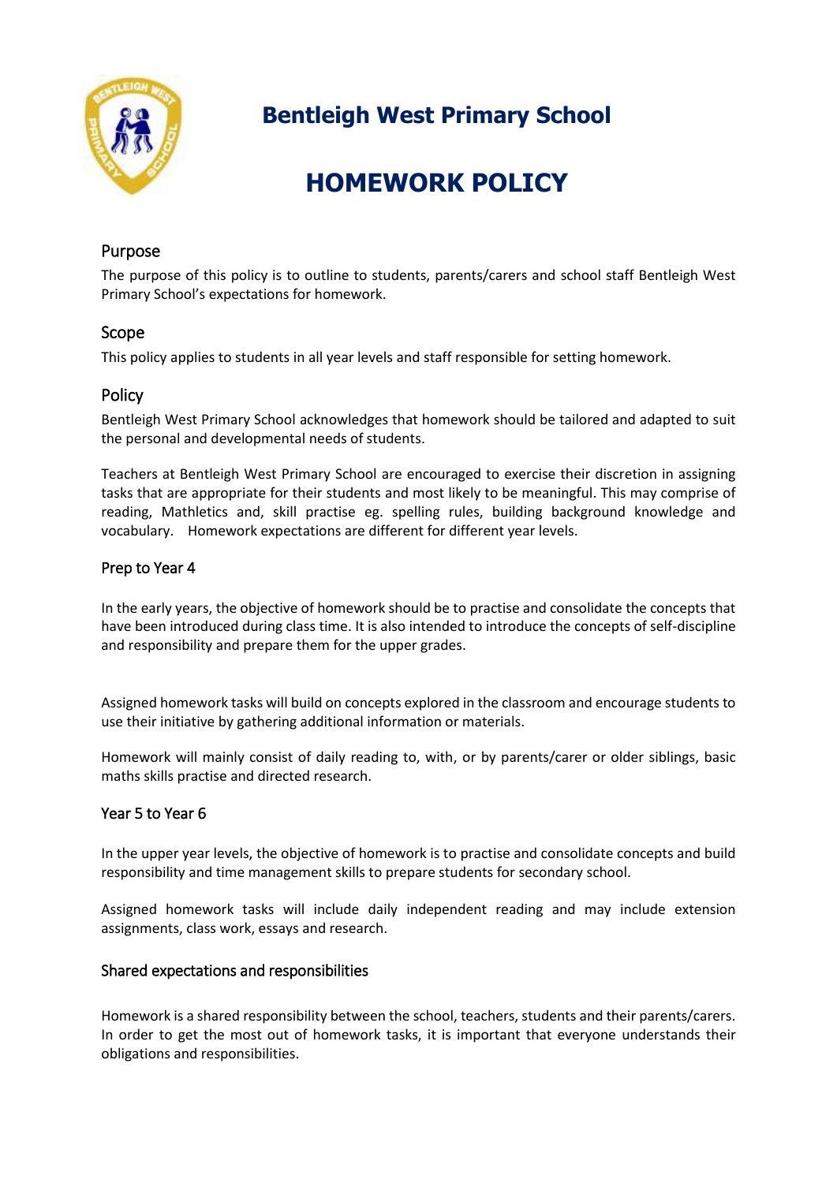# Bentleigh West Primary School

# HOMEWORK POLICY

## Purpose

The purpose of this policy is to outline to students, parents/carers and school staff Bentleigh West Primary School's expectations for homework.

## Scope

This policy applies to students in all year levels and staff responsible for setting homework.

## Policy

Bentleigh West Primary School acknowledges that homework should be tailored and adapted to suit the personal and developmental needs of students.

Teachers at Bentleigh West Primary School are encouraged to exercise their discretion in assigning tasks that are appropriate for their students and most likely to be meaningful. This may comprise of reading, Mathletics and, skill practise eg. spelling rules, building background knowledge and vocabulary. Homework expectations are different for different year levels.

### Prep to Year 4

In the early years, the objective of homework should be to practise and consolidate the concepts that have been introduced during class time. It is also intended to introduce the concepts of self-discipline and responsibility and prepare them for the upper grades.

Assigned homework tasks will build on concepts explored in the classroom and encourage students to use their initiative by gathering additional information or materials.

Homework will mainly consist of daily reading to, with, or by parents/carer or older siblings, basic maths skills practise and directed research.

### Year 5 to Year 6

In the upper year levels, the objective of homework is to practise and consolidate concepts and build responsibility and time management skills to prepare students for secondary school.

Assigned homework tasks will include daily independent reading and may include extension assignments, class work, essays and research.

### Shared expectations and responsibilities

Homework is a shared responsibility between the school, teachers, students and their parents/carers. In order to get the most out of homework tasks, it is important that everyone understands their obligations and responsibilities.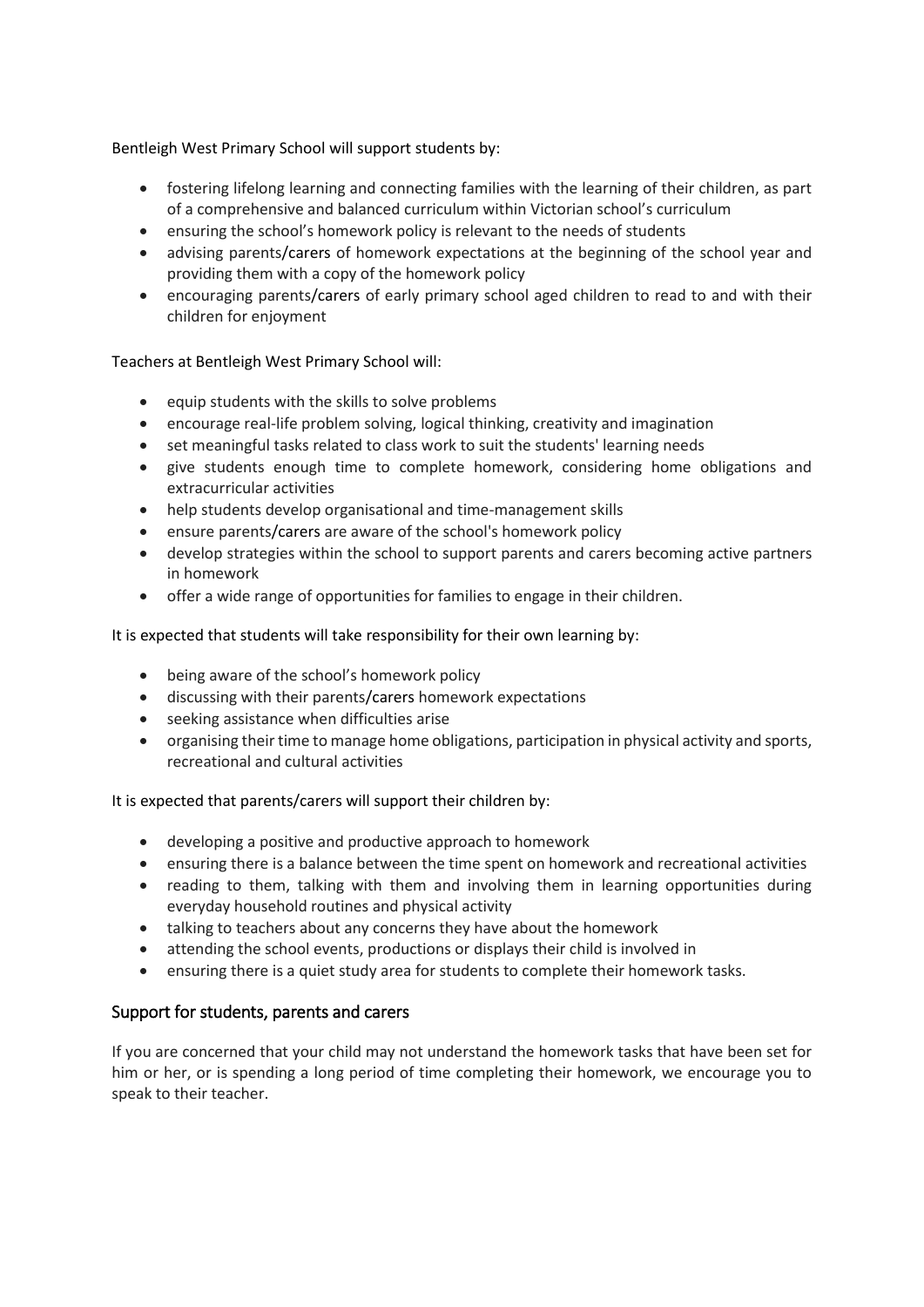Bentleigh West Primary School will support students by:

- fostering lifelong learning and connecting families with the learning of their children, as part of a comprehensive and balanced curriculum within Victorian school's curriculum
- ensuring the school's homework policy is relevant to the needs of students
- advising parents/carers of homework expectations at the beginning of the school year and providing them with a copy of the homework policy
- encouraging parents/carers of early primary school aged children to read to and with their children for enjoyment

Teachers at Bentleigh West Primary School will:

- equip students with the skills to solve problems
- encourage real-life problem solving, logical thinking, creativity and imagination
- set meaningful tasks related to class work to suit the students' learning needs
- give students enough time to complete homework, considering home obligations and extracurricular activities
- help students develop organisational and time-management skills
- ensure parents/carers are aware of the school's homework policy
- develop strategies within the school to support parents and carers becoming active partners in homework
- offer a wide range of opportunities for families to engage in their children.

It is expected that students will take responsibility for their own learning by:

- being aware of the school's homework policy
- discussing with their parents/carers homework expectations
- seeking assistance when difficulties arise
- organising their time to manage home obligations, participation in physical activity and sports, recreational and cultural activities

It is expected that parents/carers will support their children by:

- developing a positive and productive approach to homework
- ensuring there is a balance between the time spent on homework and recreational activities
- reading to them, talking with them and involving them in learning opportunities during everyday household routines and physical activity
- talking to teachers about any concerns they have about the homework
- attending the school events, productions or displays their child is involved in
- ensuring there is a quiet study area for students to complete their homework tasks.

## Support for students, parents and carers

If you are concerned that your child may not understand the homework tasks that have been set for him or her, or is spending a long period of time completing their homework, we encourage you to speak to their teacher.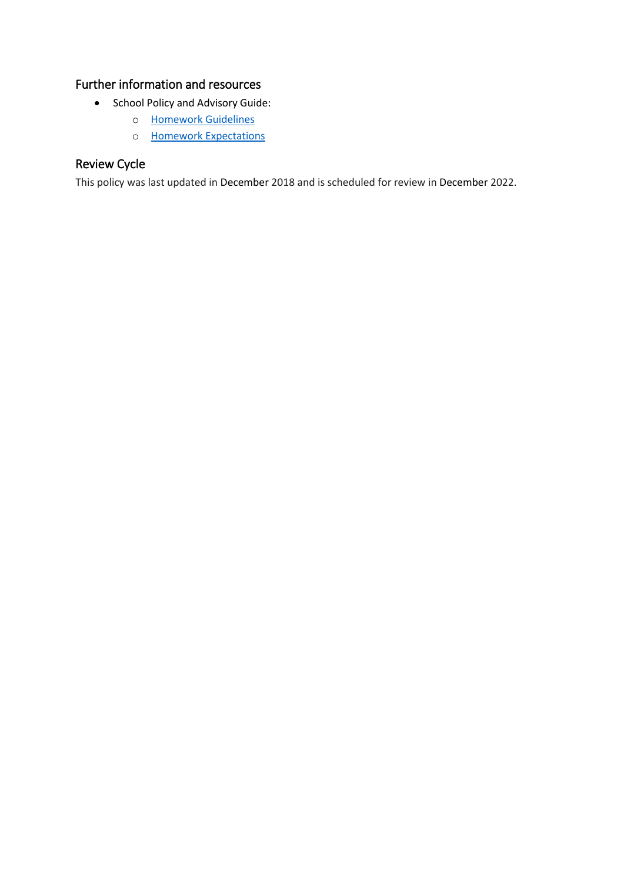## Further information and resources

- School Policy and Advisory Guide:
  - Homework Guidelines
  - Homework Expectations

## Review Cycle

This policy was last updated in December 2018 and is scheduled for review in December 2022.